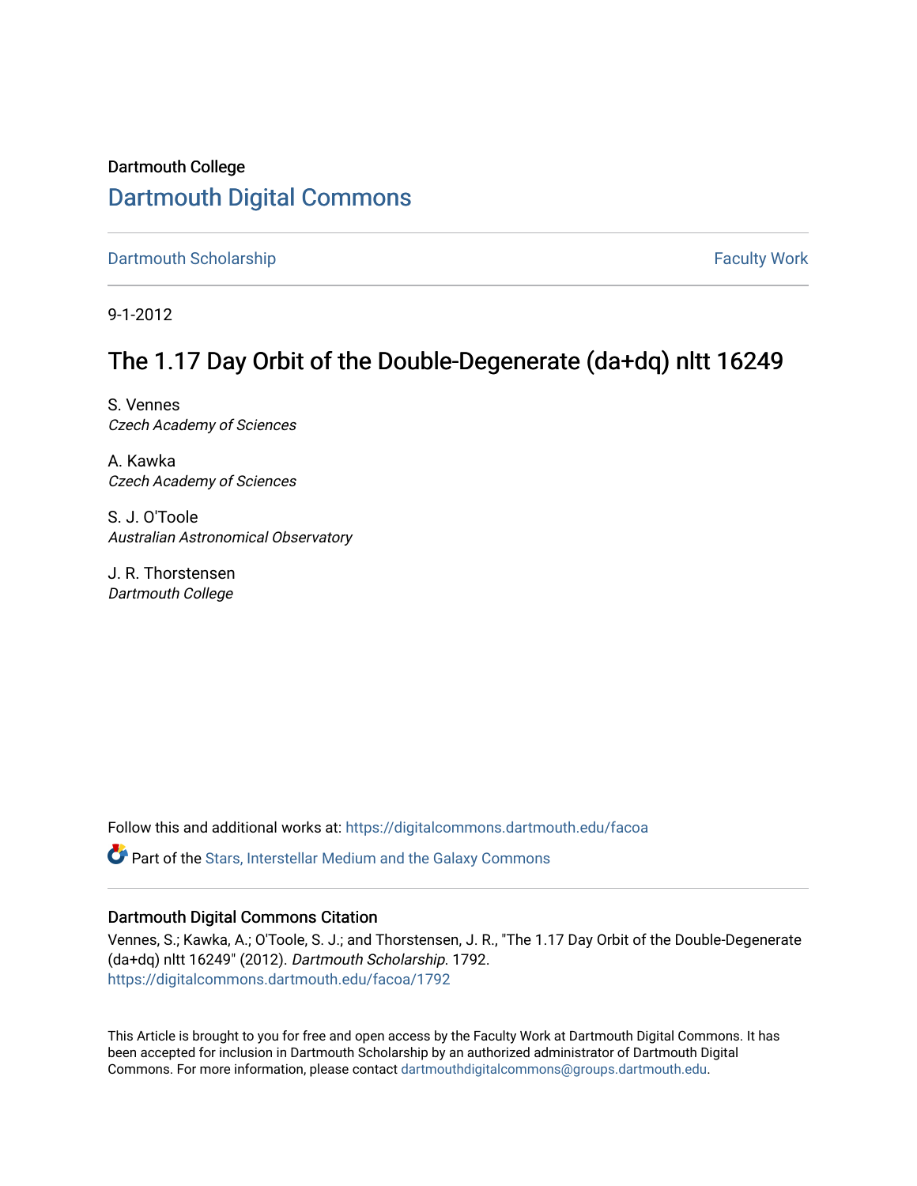Dartmouth College

# Dartmouth Digital Commons

Dartmouth Scholarship | Faculty Work

9-1-2012

## The 1.17 Day Orbit of the Double-Degenerate (da+dq) nltt 16249

S. Vennes
*Czech Academy of Sciences*

A. Kawka
*Czech Academy of Sciences*

S. J. O'Toole
*Australian Astronomical Observatory*

J. R. Thorstensen
*Dartmouth College*

Follow this and additional works at: https://digitalcommons.dartmouth.edu/facoa

Part of the Stars, Interstellar Medium and the Galaxy Commons

### Dartmouth Digital Commons Citation

Vennes, S.; Kawka, A.; O'Toole, S. J.; and Thorstensen, J. R., "The 1.17 Day Orbit of the Double-Degenerate (da+dq) nltt 16249" (2012). *Dartmouth Scholarship*. 1792.
https://digitalcommons.dartmouth.edu/facoa/1792

This Article is brought to you for free and open access by the Faculty Work at Dartmouth Digital Commons. It has been accepted for inclusion in Dartmouth Scholarship by an authorized administrator of Dartmouth Digital Commons. For more information, please contact dartmouthdigitalcommons@groups.dartmouth.edu.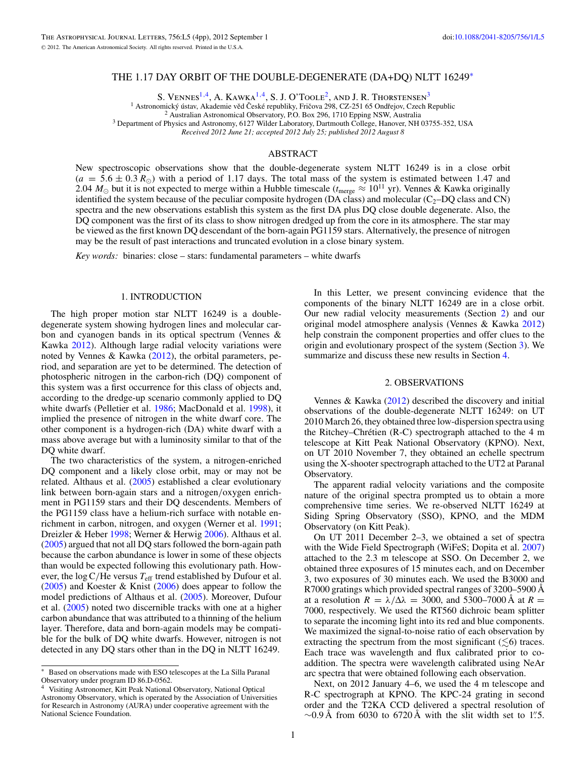# THE 1.17 DAY ORBIT OF THE DOUBLE-DEGENERATE (DA+DQ) NLTT 16249*

S. Vennes[1,4], A. Kawka[1,4], S. J. O'Toole[2], and J. R. Thorstensen[3]

[1] Astronomický ústav, Akademie věd České republiky, Fričova 298, CZ-251 65 Ondřejov, Czech Republic
[2] Australian Astronomical Observatory, P.O. Box 296, 1710 Epping NSW, Australia
[3] Department of Physics and Astronomy, 6127 Wilder Laboratory, Dartmouth College, Hanover, NH 03755-352, USA

*Received 2012 June 21; accepted 2012 July 25; published 2012 August 8*

## ABSTRACT

New spectroscopic observations show that the double-degenerate system NLTT 16249 is in a close orbit ($a = 5.6 \pm 0.3\,R_\odot$) with a period of 1.17 days. The total mass of the system is estimated between 1.47 and 2.04 $M_\odot$ but it is not expected to merge within a Hubble timescale ($t_{\rm merge} \approx 10^{11}$ yr). Vennes & Kawka originally identified the system because of the peculiar composite hydrogen (DA class) and molecular ($C_2$–DQ class and CN) spectra and the new observations establish this system as the first DA plus DQ close double degenerate. Also, the DQ component was the first of its class to show nitrogen dredged up from the core in its atmosphere. The star may be viewed as the first known DQ descendant of the born-again PG1159 stars. Alternatively, the presence of nitrogen may be the result of past interactions and truncated evolution in a close binary system.

*Key words:* binaries: close – stars: fundamental parameters – white dwarfs

## 1. INTRODUCTION

The high proper motion star NLTT 16249 is a double-degenerate system showing hydrogen lines and molecular carbon and cyanogen bands in its optical spectrum (Vennes & Kawka 2012). Although large radial velocity variations were noted by Vennes & Kawka (2012), the orbital parameters, period, and separation are yet to be determined. The detection of photospheric nitrogen in the carbon-rich (DQ) component of this system was a first occurrence for this class of objects and, according to the dredge-up scenario commonly applied to DQ white dwarfs (Pelletier et al. 1986; MacDonald et al. 1998), it implied the presence of nitrogen in the white dwarf core. The other component is a hydrogen-rich (DA) white dwarf with a mass above average but with a luminosity similar to that of the DQ white dwarf.

The two characteristics of the system, a nitrogen-enriched DQ component and a likely close orbit, may or may not be related. Althaus et al. (2005) established a clear evolutionary link between born-again stars and a nitrogen/oxygen enrichment in PG1159 stars and their DQ descendents. Members of the PG1159 class have a helium-rich surface with notable enrichment in carbon, nitrogen, and oxygen (Werner et al. 1991; Dreizler & Heber 1998; Werner & Herwig 2006). Althaus et al. (2005) argued that not all DQ stars followed the born-again path because the carbon abundance is lower in some of these objects than would be expected following this evolutionary path. However, the log C/He versus $T_{\rm eff}$ trend established by Dufour et al. (2005) and Koester & Knist (2006) does appear to follow the model predictions of Althaus et al. (2005). Moreover, Dufour et al. (2005) noted two discernible tracks with one at a higher carbon abundance that was attributed to a thinning of the helium layer. Therefore, data and born-again models may be compatible for the bulk of DQ white dwarfs. However, nitrogen is not detected in any DQ stars other than in the DQ in NLTT 16249.

In this Letter, we present convincing evidence that the components of the binary NLTT 16249 are in a close orbit. Our new radial velocity measurements (Section 2) and our original model atmosphere analysis (Vennes & Kawka 2012) help constrain the component properties and offer clues to the origin and evolutionary prospect of the system (Section 3). We summarize and discuss these new results in Section 4.

## 2. OBSERVATIONS

Vennes & Kawka (2012) described the discovery and initial observations of the double-degenerate NLTT 16249: on UT 2010 March 26, they obtained three low-dispersion spectra using the Ritchey–Chrétien (R-C) spectrograph attached to the 4 m telescope at Kitt Peak National Observatory (KPNO). Next, on UT 2010 November 7, they obtained an echelle spectrum using the X-shooter spectrograph attached to the UT2 at Paranal Observatory.

The apparent radial velocity variations and the composite nature of the original spectra prompted us to obtain a more comprehensive time series. We re-observed NLTT 16249 at Siding Spring Observatory (SSO), KPNO, and the MDM Observatory (on Kitt Peak).

On UT 2011 December 2–3, we obtained a set of spectra with the Wide Field Spectrograph (WiFeS; Dopita et al. 2007) attached to the 2.3 m telescope at SSO. On December 2, we obtained three exposures of 15 minutes each, and on December 3, two exposures of 30 minutes each. We used the B3000 and R7000 gratings which provided spectral ranges of 3200–5900 Å at a resolution $R = \lambda/\Delta\lambda = 3000$, and 5300–7000 Å at $R = 7000$, respectively. We used the RT560 dichroic beam splitter to separate the incoming light into its red and blue components. We maximized the signal-to-noise ratio of each observation by extracting the spectrum from the most significant ($\lesssim 6$) traces. Each trace was wavelength and flux calibrated prior to co-addition. The spectra were wavelength calibrated using NeAr arc spectra that were obtained following each observation.

Next, on 2012 January 4–6, we used the 4 m telescope and R-C spectrograph at KPNO. The KPC-24 grating in second order and the T2KA CCD delivered a spectral resolution of ~0.9 Å from 6030 to 6720 Å with the slit width set to 1″.5.

---

* Based on observations made with ESO telescopes at the La Silla Paranal Observatory under program ID 86.D-0562.

[4] Visiting Astronomer, Kitt Peak National Observatory, National Optical Astronomy Observatory, which is operated by the Association of Universities for Research in Astronomy (AURA) under cooperative agreement with the National Science Foundation.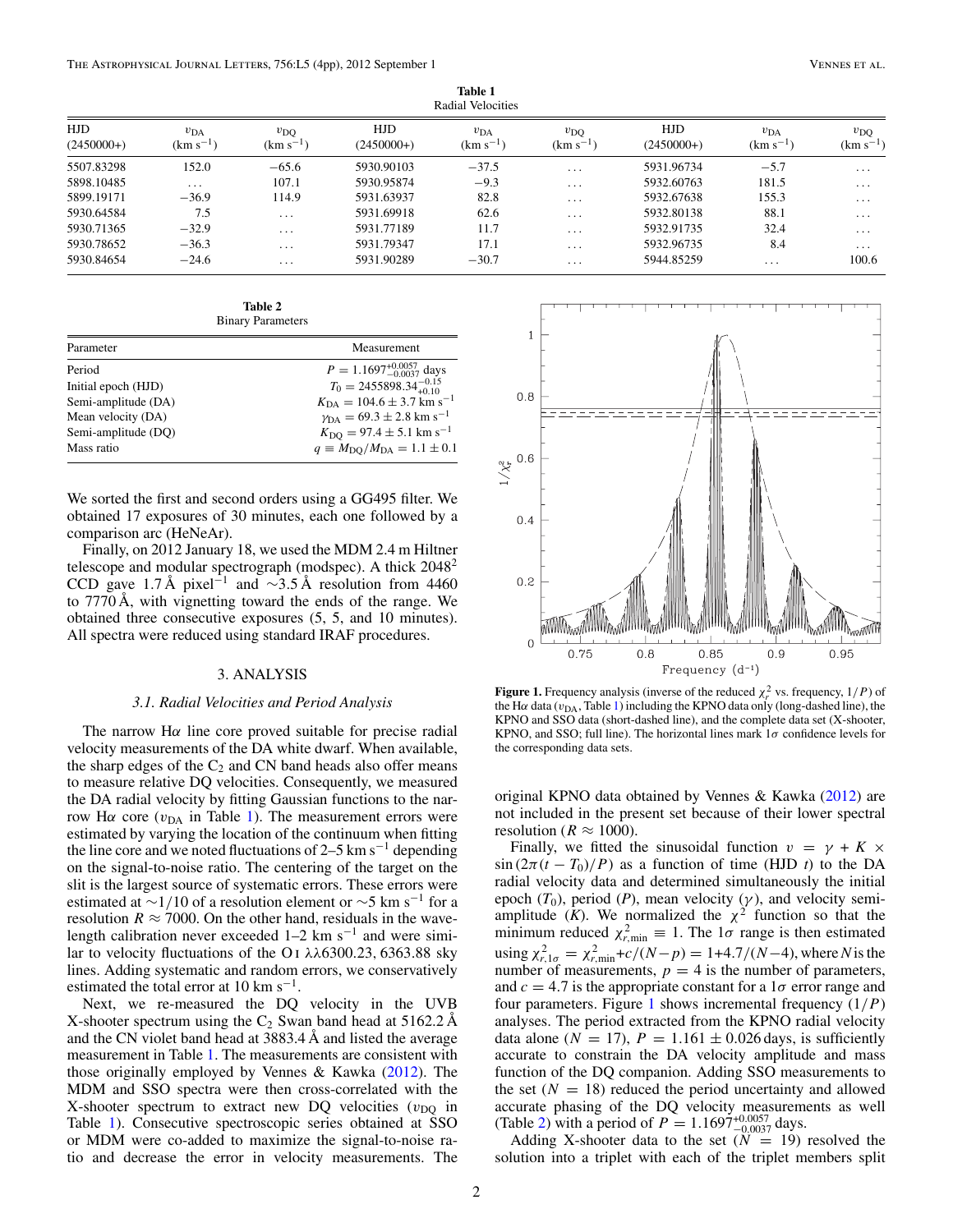**Table 1**
Radial Velocities

| HJD (2450000+) | $v_{DA}$ (km s$^{-1}$) | $v_{DQ}$ (km s$^{-1}$) | HJD (2450000+) | $v_{DA}$ (km s$^{-1}$) | $v_{DQ}$ (km s$^{-1}$) | HJD (2450000+) | $v_{DA}$ (km s$^{-1}$) | $v_{DQ}$ (km s$^{-1}$) |
|---|---|---|---|---|---|---|---|---|
| 5507.83298 | 152.0 | −65.6 | 5930.90103 | −37.5 | ... | 5931.96734 | −5.7 | ... |
| 5898.10485 | ... | 107.1 | 5930.95874 | −9.3 | ... | 5932.60763 | 181.5 | ... |
| 5899.19171 | −36.9 | 114.9 | 5931.63937 | 82.8 | ... | 5932.67638 | 155.3 | ... |
| 5930.64584 | 7.5 | ... | 5931.69918 | 62.6 | ... | 5932.80138 | 88.1 | ... |
| 5930.71365 | −32.9 | ... | 5931.77189 | 11.7 | ... | 5932.91735 | 32.4 | ... |
| 5930.78652 | −36.3 | ... | 5931.79347 | 17.1 | ... | 5932.96735 | 8.4 | ... |
| 5930.84654 | −24.6 | ... | 5931.90289 | −30.7 | ... | 5944.85259 | ... | 100.6 |

**Table 2**
Binary Parameters

| Parameter | Measurement |
|---|---|
| Period | $P = 1.1697^{+0.0057}_{-0.0037}$ days |
| Initial epoch (HJD) | $T_0 = 2455898.34^{-0.15}_{+0.10}$ |
| Semi-amplitude (DA) | $K_{DA} = 104.6 \pm 3.7$ km s$^{-1}$ |
| Mean velocity (DA) | $\gamma_{DA} = 69.3 \pm 2.8$ km s$^{-1}$ |
| Semi-amplitude (DQ) | $K_{DQ} = 97.4 \pm 5.1$ km s$^{-1}$ |
| Mass ratio | $q \equiv M_{DQ}/M_{DA} = 1.1 \pm 0.1$ |

We sorted the first and second orders using a GG495 filter. We obtained 17 exposures of 30 minutes, each one followed by a comparison arc (HeNeAr).

Finally, on 2012 January 18, we used the MDM 2.4 m Hiltner telescope and modular spectrograph (modspec). A thick 2048$^2$ CCD gave 1.7 Å pixel$^{-1}$ and ∼3.5 Å resolution from 4460 to 7770 Å, with vignetting toward the ends of the range. We obtained three consecutive exposures (5, 5, and 10 minutes). All spectra were reduced using standard IRAF procedures.

## 3. ANALYSIS

### 3.1. Radial Velocities and Period Analysis

The narrow Hα line core proved suitable for precise radial velocity measurements of the DA white dwarf. When available, the sharp edges of the $C_2$ and CN band heads also offer means to measure relative DQ velocities. Consequently, we measured the DA radial velocity by fitting Gaussian functions to the narrow Hα core ($v_{DA}$ in Table 1). The measurement errors were estimated by varying the location of the continuum when fitting the line core and we noted fluctuations of 2–5 km s$^{-1}$ depending on the signal-to-noise ratio. The centering of the target on the slit is the largest source of systematic errors. These errors were estimated at ∼1/10 of a resolution element or ∼5 km s$^{-1}$ for a resolution $R \approx 7000$. On the other hand, residuals in the wavelength calibration never exceeded 1–2 km s$^{-1}$ and were similar to velocity fluctuations of the O I λλ6300.23, 6363.88 sky lines. Adding systematic and random errors, we conservatively estimated the total error at 10 km s$^{-1}$.

Next, we re-measured the DQ velocity in the UVB X-shooter spectrum using the $C_2$ Swan band head at 5162.2 Å and the CN violet band head at 3883.4 Å and listed the average measurement in Table 1. The measurements are consistent with those originally employed by Vennes & Kawka (2012). The MDM and SSO spectra were then cross-correlated with the X-shooter spectrum to extract new DQ velocities ($v_{DQ}$ in Table 1). Consecutive spectroscopic series obtained at SSO or MDM were co-added to maximize the signal-to-noise ratio and decrease the error in velocity measurements. The original KPNO data obtained by Vennes & Kawka (2012) are not included in the present set because of their lower spectral resolution ($R \approx 1000$).

Finally, we fitted the sinusoidal function $v = \gamma + K \times \sin(2\pi(t - T_0)/P)$ as a function of time (HJD $t$) to the DA radial velocity data and determined simultaneously the initial epoch ($T_0$), period ($P$), mean velocity ($\gamma$), and velocity semi-amplitude ($K$). We normalized the $\chi^2$ function so that the minimum reduced $\chi^2_{r,\mathrm{min}} \equiv 1$. The 1σ range is then estimated using $\chi^2_{r,1\sigma} = \chi^2_{r,\mathrm{min}} + c/(N-p) = 1 + 4.7/(N-4)$, where $N$ is the number of measurements, $p = 4$ is the number of parameters, and $c = 4.7$ is the appropriate constant for a 1σ error range and four parameters. Figure 1 shows incremental frequency ($1/P$) analyses. The period extracted from the KPNO radial velocity data alone ($N = 17$), $P = 1.161 \pm 0.026$ days, is sufficiently accurate to constrain the DA velocity amplitude and mass function of the DQ companion. Adding SSO measurements to the set ($N = 18$) reduced the period uncertainty and allowed accurate phasing of the DQ velocity measurements as well (Table 2) with a period of $P = 1.1697^{+0.0057}_{-0.0037}$ days.

**Figure 1.** Frequency analysis (inverse of the reduced $\chi^2_r$ vs. frequency, $1/P$) of the Hα data ($v_{DA}$, Table 1) including the KPNO data only (long-dashed line), the KPNO and SSO data (short-dashed line), and the complete data set (X-shooter, KPNO, and SSO; full line). The horizontal lines mark 1σ confidence levels for the corresponding data sets.

Adding X-shooter data to the set ($N = 19$) resolved the solution into a triplet with each of the triplet members split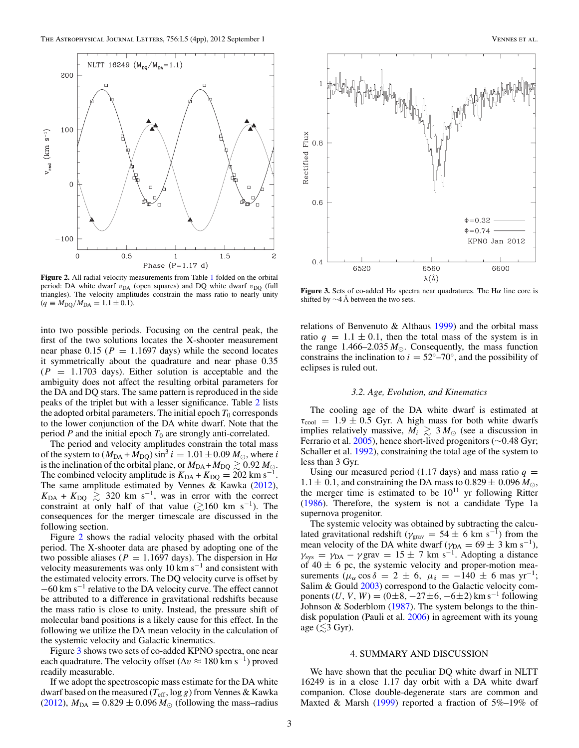Figure 2. All radial velocity measurements from Table 1 folded on the orbital period: DA white dwarf $v_{\rm DA}$ (open squares) and DQ white dwarf $v_{\rm DQ}$ (full triangles). The velocity amplitudes constrain the mass ratio to nearly unity ($q \equiv M_{\rm DQ}/M_{\rm DA} = 1.1 \pm 0.1$).

into two possible periods. Focusing on the central peak, the first of the two solutions locates the X-shooter measurement near phase 0.15 ($P = 1.1697$ days) while the second locates it symmetrically about the quadrature and near phase 0.35 ($P = 1.1703$ days). Either solution is acceptable and the ambiguity does not affect the resulting orbital parameters for the DA and DQ stars. The same pattern is reproduced in the side peaks of the triplet but with a lesser significance. Table 2 lists the adopted orbital parameters. The initial epoch $T_0$ corresponds to the lower conjunction of the DA white dwarf. Note that the period $P$ and the initial epoch $T_0$ are strongly anti-correlated.

The period and velocity amplitudes constrain the total mass of the system to $(M_{\rm DA} + M_{\rm DQ}) \sin^3 i = 1.01 \pm 0.09\,M_\odot$, where $i$ is the inclination of the orbital plane, or $M_{\rm DA} + M_{\rm DQ} \gtrsim 0.92\,M_\odot$. The combined velocity amplitude is $K_{\rm DA} + K_{\rm DQ} = 202$ km s$^{-1}$. The same amplitude estimated by Vennes & Kawka (2012), $K_{\rm DA} + K_{\rm DQ} \gtrsim 320$ km s$^{-1}$, was in error with the correct constraint at only half of that value ($\gtrsim$160 km s$^{-1}$). The consequences for the merger timescale are discussed in the following section.

Figure 2 shows the radial velocity phased with the orbital period. The X-shooter data are phased by adopting one of the two possible aliases ($P = 1.1697$ days). The dispersion in H$\alpha$ velocity measurements was only 10 km s$^{-1}$ and consistent with the estimated velocity errors. The DQ velocity curve is offset by $-60$ km s$^{-1}$ relative to the DA velocity curve. The effect cannot be attributed to a difference in gravitational redshifts because the mass ratio is close to unity. Instead, the pressure shift of molecular band positions is a likely cause for this effect. In the following we utilize the DA mean velocity in the calculation of the systemic velocity and Galactic kinematics.

Figure 3 shows two sets of co-added KPNO spectra, one near each quadrature. The velocity offset ($\Delta v \approx 180$ km s$^{-1}$) proved readily measurable.

If we adopt the spectroscopic mass estimate for the DA white dwarf based on the measured ($T_{\rm eff}$, $\log g$) from Vennes & Kawka (2012), $M_{\rm DA} = 0.829 \pm 0.096\,M_\odot$ (following the mass–radius

Figure 3. Sets of co-added H$\alpha$ spectra near quadratures. The H$\alpha$ line core is shifted by $\sim$4 Å between the two sets.

relations of Benvenuto & Althaus 1999) and the orbital mass ratio $q = 1.1 \pm 0.1$, then the total mass of the system is in the range 1.466–2.035 $M_\odot$. Consequently, the mass function constrains the inclination to $i = 52°$–$70°$, and the possibility of eclipses is ruled out.

### 3.2. Age, Evolution, and Kinematics

The cooling age of the DA white dwarf is estimated at $\tau_{\rm cool} = 1.9 \pm 0.5$ Gyr. A high mass for both white dwarfs implies relatively massive, $M_i \gtrsim 3\,M_\odot$ (see a discussion in Ferrario et al. 2005), hence short-lived progenitors ($\sim$0.48 Gyr; Schaller et al. 1992), constraining the total age of the system to less than 3 Gyr.

Using our measured period (1.17 days) and mass ratio $q = 1.1 \pm 0.1$, and constraining the DA mass to $0.829 \pm 0.096\,M_\odot$, the merger time is estimated to be $10^{11}$ yr following Ritter (1986). Therefore, the system is not a candidate Type 1a supernova progenitor.

The systemic velocity was obtained by subtracting the calculated gravitational redshift ($\gamma_{\rm grav} = 54 \pm 6$ km s$^{-1}$) from the mean velocity of the DA white dwarf ($\gamma_{\rm DA} = 69 \pm 3$ km s$^{-1}$), $\gamma_{\rm sys} = \gamma_{\rm DA} - \gamma\,{\rm grav} = 15 \pm 7$ km s$^{-1}$. Adopting a distance of $40 \pm 6$ pc, the systemic velocity and proper-motion measurements ($\mu_\alpha \cos\delta = 2 \pm 6$, $\mu_\delta = -140 \pm 6$ mas yr$^{-1}$; Salim & Gould 2003) correspond to the Galactic velocity components $(U, V, W) = (0\pm8, -27\pm6, -6\pm2)$ km s$^{-1}$ following Johnson & Soderblom (1987). The system belongs to the thin-disk population (Pauli et al. 2006) in agreement with its young age ($\lesssim$3 Gyr).

## 4. SUMMARY AND DISCUSSION

We have shown that the peculiar DQ white dwarf in NLTT 16249 is in a close 1.17 day orbit with a DA white dwarf companion. Close double-degenerate stars are common and Maxted & Marsh (1999) reported a fraction of 5%–19% of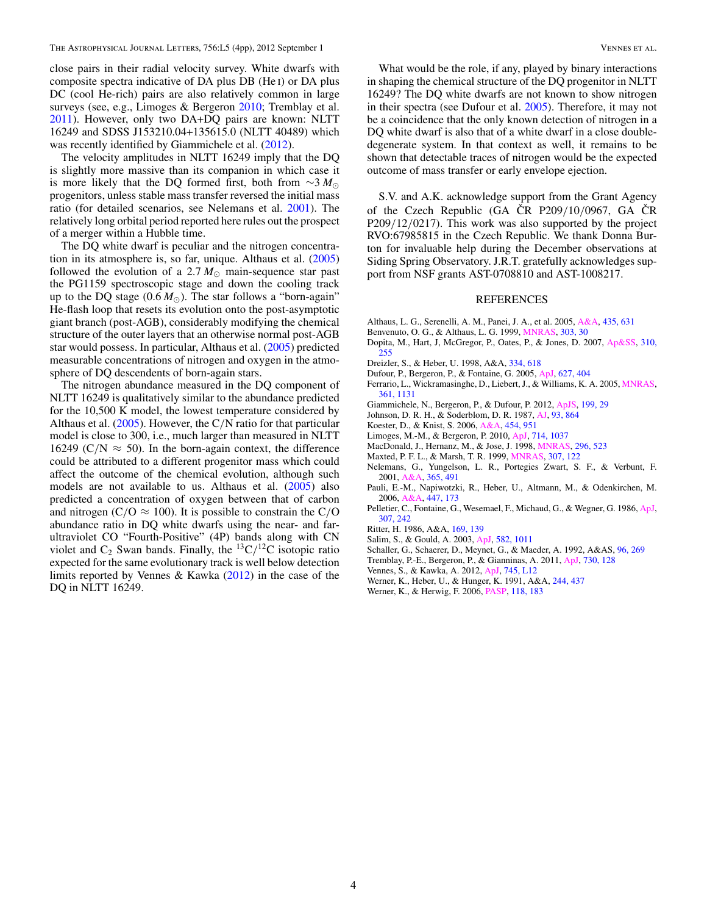close pairs in their radial velocity survey. White dwarfs with composite spectra indicative of DA plus DB (He I) or DA plus DC (cool He-rich) pairs are also relatively common in large surveys (see, e.g., Limoges & Bergeron 2010; Tremblay et al. 2011). However, only two DA+DQ pairs are known: NLTT 16249 and SDSS J153210.04+135615.0 (NLTT 40489) which was recently identified by Giammichele et al. (2012).

The velocity amplitudes in NLTT 16249 imply that the DQ is slightly more massive than its companion in which case it is more likely that the DQ formed first, both from $\sim 3\,M_{\odot}$ progenitors, unless stable mass transfer reversed the initial mass ratio (for detailed scenarios, see Nelemans et al. 2001). The relatively long orbital period reported here rules out the prospect of a merger within a Hubble time.

The DQ white dwarf is peculiar and the nitrogen concentration in its atmosphere is, so far, unique. Althaus et al. (2005) followed the evolution of a $2.7\,M_{\odot}$ main-sequence star past the PG1159 spectroscopic stage and down the cooling track up to the DQ stage ($0.6\,M_{\odot}$). The star follows a "born-again" He-flash loop that resets its evolution onto the post-asymptotic giant branch (post-AGB), considerably modifying the chemical structure of the outer layers that an otherwise normal post-AGB star would possess. In particular, Althaus et al. (2005) predicted measurable concentrations of nitrogen and oxygen in the atmosphere of DQ descendents of born-again stars.

The nitrogen abundance measured in the DQ component of NLTT 16249 is qualitatively similar to the abundance predicted for the 10,500 K model, the lowest temperature considered by Althaus et al. (2005). However, the C/N ratio for that particular model is close to 300, i.e., much larger than measured in NLTT 16249 (C/N $\approx$ 50). In the born-again context, the difference could be attributed to a different progenitor mass which could affect the outcome of the chemical evolution, although such models are not available to us. Althaus et al. (2005) also predicted a concentration of oxygen between that of carbon and nitrogen (C/O $\approx$ 100). It is possible to constrain the C/O abundance ratio in DQ white dwarfs using the near- and far-ultraviolet CO "Fourth-Positive" (4P) bands along with CN violet and $C_2$ Swan bands. Finally, the $^{13}C/^{12}C$ isotopic ratio expected for the same evolutionary track is well below detection limits reported by Vennes & Kawka (2012) in the case of the DQ in NLTT 16249.

What would be the role, if any, played by binary interactions in shaping the chemical structure of the DQ progenitor in NLTT 16249? The DQ white dwarfs are not known to show nitrogen in their spectra (see Dufour et al. 2005). Therefore, it may not be a coincidence that the only known detection of nitrogen in a DQ white dwarf is also that of a white dwarf in a close double-degenerate system. In that context as well, it remains to be shown that detectable traces of nitrogen would be the expected outcome of mass transfer or early envelope ejection.

S.V. and A.K. acknowledge support from the Grant Agency of the Czech Republic (GA ČR P209/10/0967, GA ČR P209/12/0217). This work was also supported by the project RVO:67985815 in the Czech Republic. We thank Donna Burton for invaluable help during the December observations at Siding Spring Observatory. J.R.T. gratefully acknowledges support from NSF grants AST-0708810 and AST-1008217.

## REFERENCES

Althaus, L. G., Serenelli, A. M., Panei, J. A., et al. 2005, A&A, 435, 631
Benvenuto, O. G., & Althaus, L. G. 1999, MNRAS, 303, 30
Dopita, M., Hart, J, McGregor, P., Oates, P., & Jones, D. 2007, Ap&SS, 310, 255
Dreizler, S., & Heber, U. 1998, A&A, 334, 618
Dufour, P., Bergeron, P., & Fontaine, G. 2005, ApJ, 627, 404
Ferrario, L., Wickramasinghe, D., Liebert, J., & Williams, K. A. 2005, MNRAS, 361, 1131
Giammichele, N., Bergeron, P., & Dufour, P. 2012, ApJS, 199, 29
Johnson, D. R. H., & Soderblom, D. R. 1987, AJ, 93, 864
Koester, D., & Knist, S. 2006, A&A, 454, 951
Limoges, M.-M., & Bergeron, P. 2010, ApJ, 714, 1037
MacDonald, J., Hernanz, M., & Jose, J. 1998, MNRAS, 296, 523
Maxted, P. F. L., & Marsh, T. R. 1999, MNRAS, 307, 122
Nelemans, G., Yungelson, L. R., Portegies Zwart, S. F., & Verbunt, F. 2001, A&A, 365, 491
Pauli, E.-M., Napiwotzki, R., Heber, U., Altmann, M., & Odenkirchen, M. 2006, A&A, 447, 173
Pelletier, C., Fontaine, G., Wesemael, F., Michaud, G., & Wegner, G. 1986, ApJ, 307, 242
Ritter, H. 1986, A&A, 169, 139
Salim, S., & Gould, A. 2003, ApJ, 582, 1011
Schaller, G., Schaerer, D., Meynet, G., & Maeder, A. 1992, A&AS, 96, 269
Tremblay, P.-E., Bergeron, P., & Gianninas, A. 2011, ApJ, 730, 128
Vennes, S., & Kawka, A. 2012, ApJ, 745, L12
Werner, K., Heber, U., & Hunger, K. 1991, A&A, 244, 437
Werner, K., & Herwig, F. 2006, PASP, 118, 183